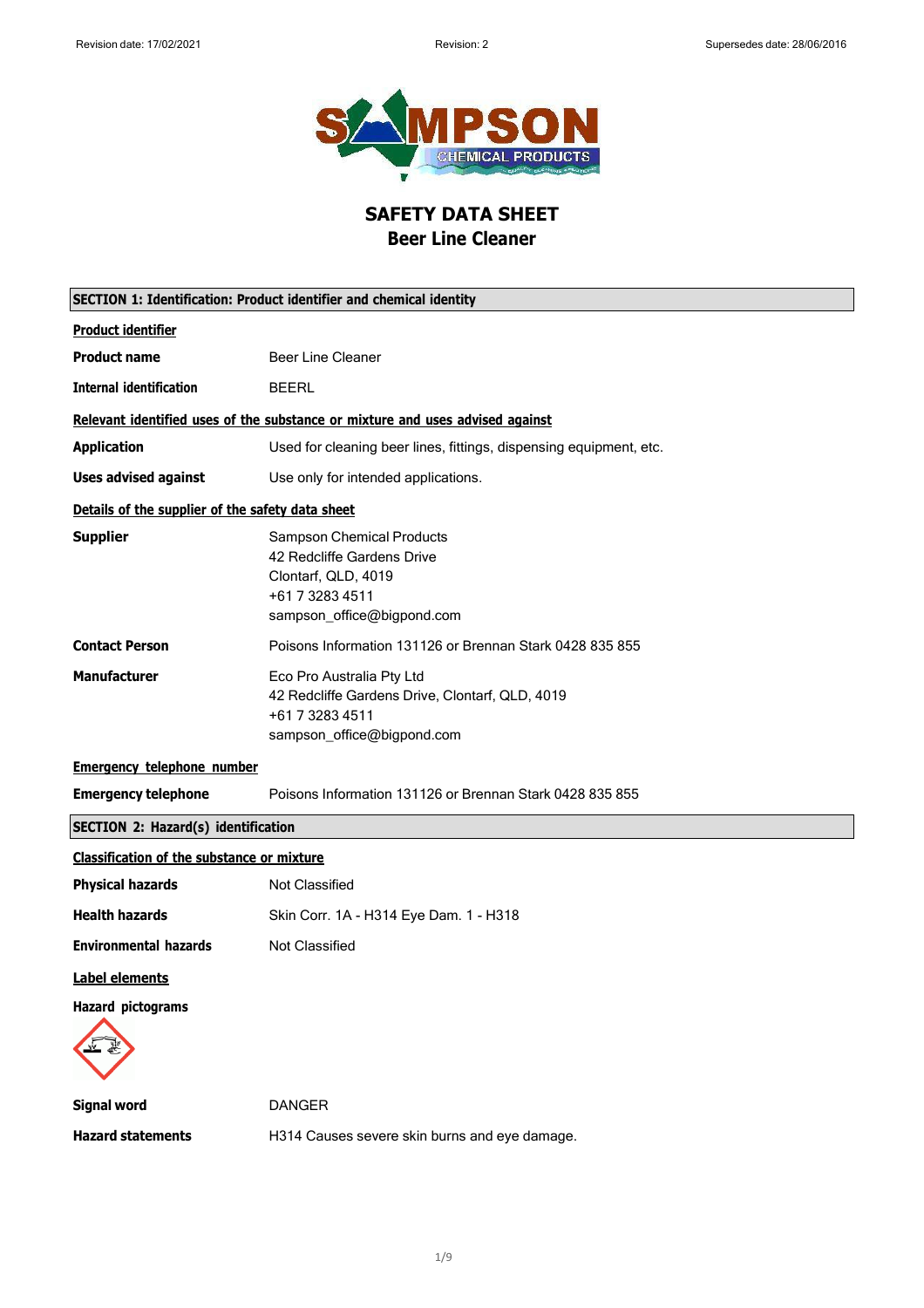# SAFETY DATA SHEET
## Beer Line Cleaner

### SECTION 1: Identification: Product identifier and chemical identity

**Product identifier**

| | |
|---|---|
| **Product name** | Beer Line Cleaner |
| **Internal identification** | BEERL |

**Relevant identified uses of the substance or mixture and uses advised against**

| | |
|---|---|
| **Application** | Used for cleaning beer lines, fittings, dispensing equipment, etc. |
| **Uses advised against** | Use only for intended applications. |

**Details of the supplier of the safety data sheet**

| | |
|---|---|
| **Supplier** | Sampson Chemical Products<br>42 Redcliffe Gardens Drive<br>Clontarf, QLD, 4019<br>+61 7 3283 4511<br>sampson_office@bigpond.com |
| **Contact Person** | Poisons Information 131126 or Brennan Stark 0428 835 855 |
| **Manufacturer** | Eco Pro Australia Pty Ltd<br>42 Redcliffe Gardens Drive, Clontarf, QLD, 4019<br>+61 7 3283 4511<br>sampson_office@bigpond.com |

**Emergency telephone number**

| | |
|---|---|
| **Emergency telephone** | Poisons Information 131126 or Brennan Stark 0428 835 855 |

### SECTION 2: Hazard(s) identification

**Classification of the substance or mixture**

| | |
|---|---|
| **Physical hazards** | Not Classified |
| **Health hazards** | Skin Corr. 1A - H314 Eye Dam. 1 - H318 |
| **Environmental hazards** | Not Classified |

**Label elements**

**Hazard pictograms**

| | |
|---|---|
| **Signal word** | DANGER |
| **Hazard statements** | H314 Causes severe skin burns and eye damage. |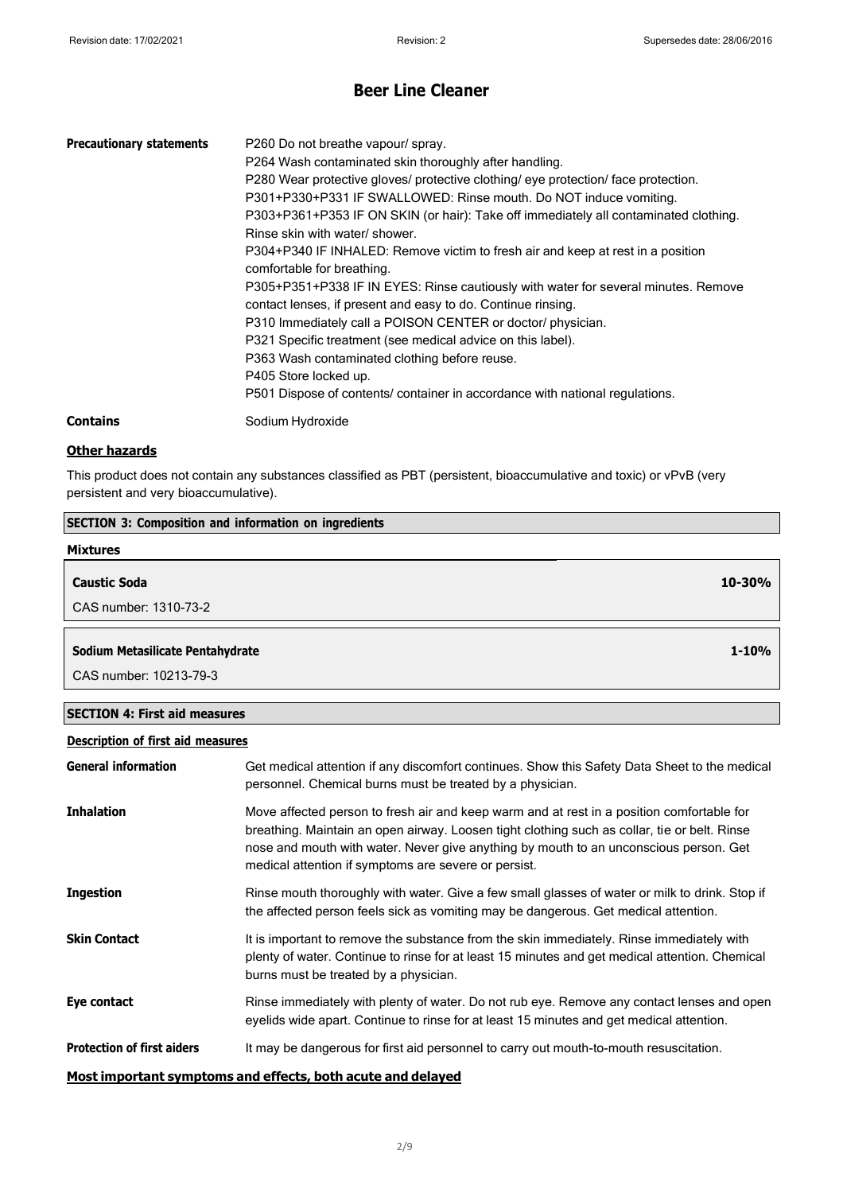| | |
|---|---|
| **Precautionary statements** | P260 Do not breathe vapour/ spray.<br>P264 Wash contaminated skin thoroughly after handling.<br>P280 Wear protective gloves/ protective clothing/ eye protection/ face protection.<br>P301+P330+P331 IF SWALLOWED: Rinse mouth. Do NOT induce vomiting.<br>P303+P361+P353 IF ON SKIN (or hair): Take off immediately all contaminated clothing. Rinse skin with water/ shower.<br>P304+P340 IF INHALED: Remove victim to fresh air and keep at rest in a position comfortable for breathing.<br>P305+P351+P338 IF IN EYES: Rinse cautiously with water for several minutes. Remove contact lenses, if present and easy to do. Continue rinsing.<br>P310 Immediately call a POISON CENTER or doctor/ physician.<br>P321 Specific treatment (see medical advice on this label).<br>P363 Wash contaminated clothing before reuse.<br>P405 Store locked up.<br>P501 Dispose of contents/ container in accordance with national regulations. |
| **Contains** | Sodium Hydroxide |

**Other hazards**

This product does not contain any substances classified as PBT (persistent, bioaccumulative and toxic) or vPvB (very persistent and very bioaccumulative).

## SECTION 3: Composition and information on ingredients

**Mixtures**

| | |
|---|---|
| **Caustic Soda**<br>CAS number: 1310-73-2 | **10-30%** |
| **Sodium Metasilicate Pentahydrate**<br>CAS number: 10213-79-3 | **1-10%** |

## SECTION 4: First aid measures

**Description of first aid measures**

| | |
|---|---|
| **General information** | Get medical attention if any discomfort continues. Show this Safety Data Sheet to the medical personnel. Chemical burns must be treated by a physician. |
| **Inhalation** | Move affected person to fresh air and keep warm and at rest in a position comfortable for breathing. Maintain an open airway. Loosen tight clothing such as collar, tie or belt. Rinse nose and mouth with water. Never give anything by mouth to an unconscious person. Get medical attention if symptoms are severe or persist. |
| **Ingestion** | Rinse mouth thoroughly with water. Give a few small glasses of water or milk to drink. Stop if the affected person feels sick as vomiting may be dangerous. Get medical attention. |
| **Skin Contact** | It is important to remove the substance from the skin immediately. Rinse immediately with plenty of water. Continue to rinse for at least 15 minutes and get medical attention. Chemical burns must be treated by a physician. |
| **Eye contact** | Rinse immediately with plenty of water. Do not rub eye. Remove any contact lenses and open eyelids wide apart. Continue to rinse for at least 15 minutes and get medical attention. |
| **Protection of first aiders** | It may be dangerous for first aid personnel to carry out mouth-to-mouth resuscitation. |

**Most important symptoms and effects, both acute and delayed**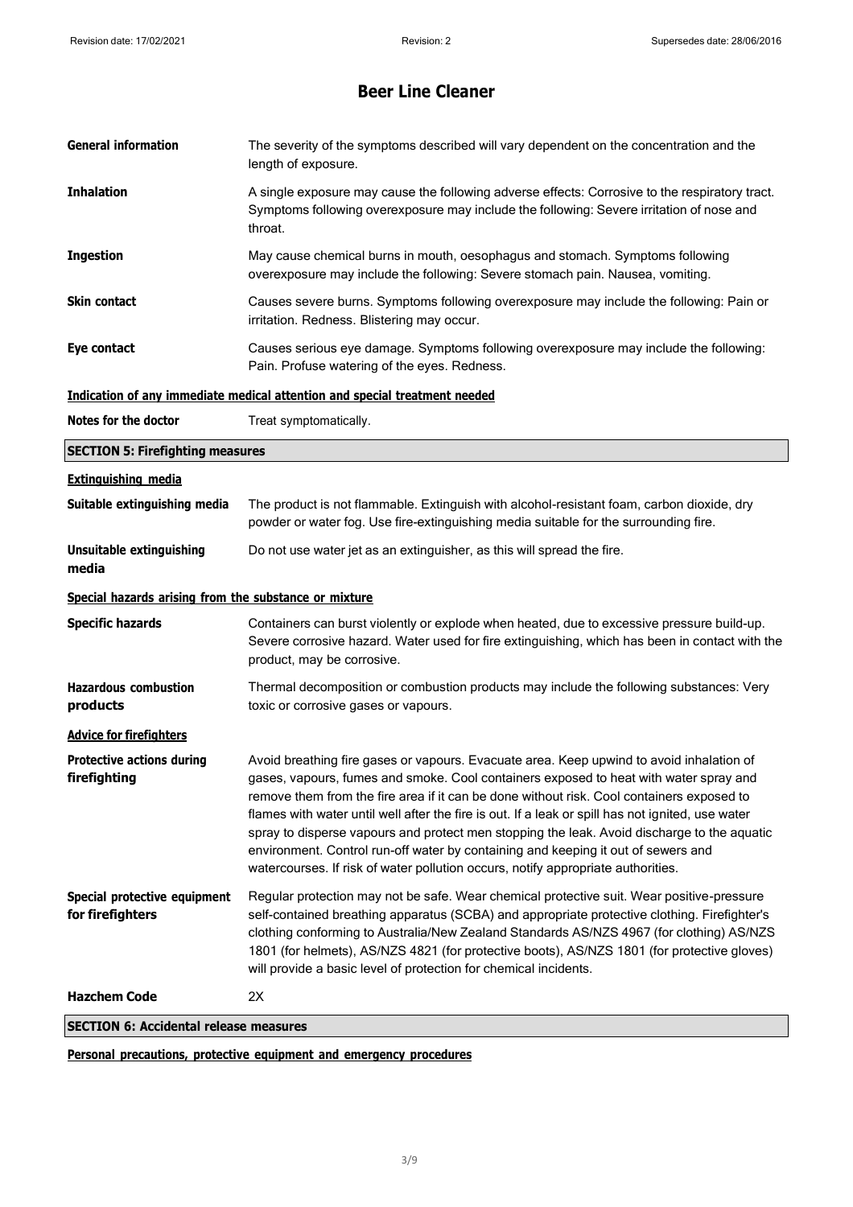# Beer Line Cleaner

| | |
|---|---|
| **General information** | The severity of the symptoms described will vary dependent on the concentration and the length of exposure. |
| **Inhalation** | A single exposure may cause the following adverse effects: Corrosive to the respiratory tract. Symptoms following overexposure may include the following: Severe irritation of nose and throat. |
| **Ingestion** | May cause chemical burns in mouth, oesophagus and stomach. Symptoms following overexposure may include the following: Severe stomach pain. Nausea, vomiting. |
| **Skin contact** | Causes severe burns. Symptoms following overexposure may include the following: Pain or irritation. Redness. Blistering may occur. |
| **Eye contact** | Causes serious eye damage. Symptoms following overexposure may include the following: Pain. Profuse watering of the eyes. Redness. |

**Indication of any immediate medical attention and special treatment needed**

| | |
|---|---|
| **Notes for the doctor** | Treat symptomatically. |

## SECTION 5: Firefighting measures

**Extinguishing media**

| | |
|---|---|
| **Suitable extinguishing media** | The product is not flammable. Extinguish with alcohol-resistant foam, carbon dioxide, dry powder or water fog. Use fire-extinguishing media suitable for the surrounding fire. |
| **Unsuitable extinguishing media** | Do not use water jet as an extinguisher, as this will spread the fire. |

**Special hazards arising from the substance or mixture**

| | |
|---|---|
| **Specific hazards** | Containers can burst violently or explode when heated, due to excessive pressure build-up. Severe corrosive hazard. Water used for fire extinguishing, which has been in contact with the product, may be corrosive. |
| **Hazardous combustion products** | Thermal decomposition or combustion products may include the following substances: Very toxic or corrosive gases or vapours. |

**Advice for firefighters**

| | |
|---|---|
| **Protective actions during firefighting** | Avoid breathing fire gases or vapours. Evacuate area. Keep upwind to avoid inhalation of gases, vapours, fumes and smoke. Cool containers exposed to heat with water spray and remove them from the fire area if it can be done without risk. Cool containers exposed to flames with water until well after the fire is out. If a leak or spill has not ignited, use water spray to disperse vapours and protect men stopping the leak. Avoid discharge to the aquatic environment. Control run-off water by containing and keeping it out of sewers and watercourses. If risk of water pollution occurs, notify appropriate authorities. |
| **Special protective equipment for firefighters** | Regular protection may not be safe. Wear chemical protective suit. Wear positive-pressure self-contained breathing apparatus (SCBA) and appropriate protective clothing. Firefighter's clothing conforming to Australia/New Zealand Standards AS/NZS 4967 (for clothing) AS/NZS 1801 (for helmets), AS/NZS 4821 (for protective boots), AS/NZS 1801 (for protective gloves) will provide a basic level of protection for chemical incidents. |
| **Hazchem Code** | 2X |

## SECTION 6: Accidental release measures

**Personal precautions, protective equipment and emergency procedures**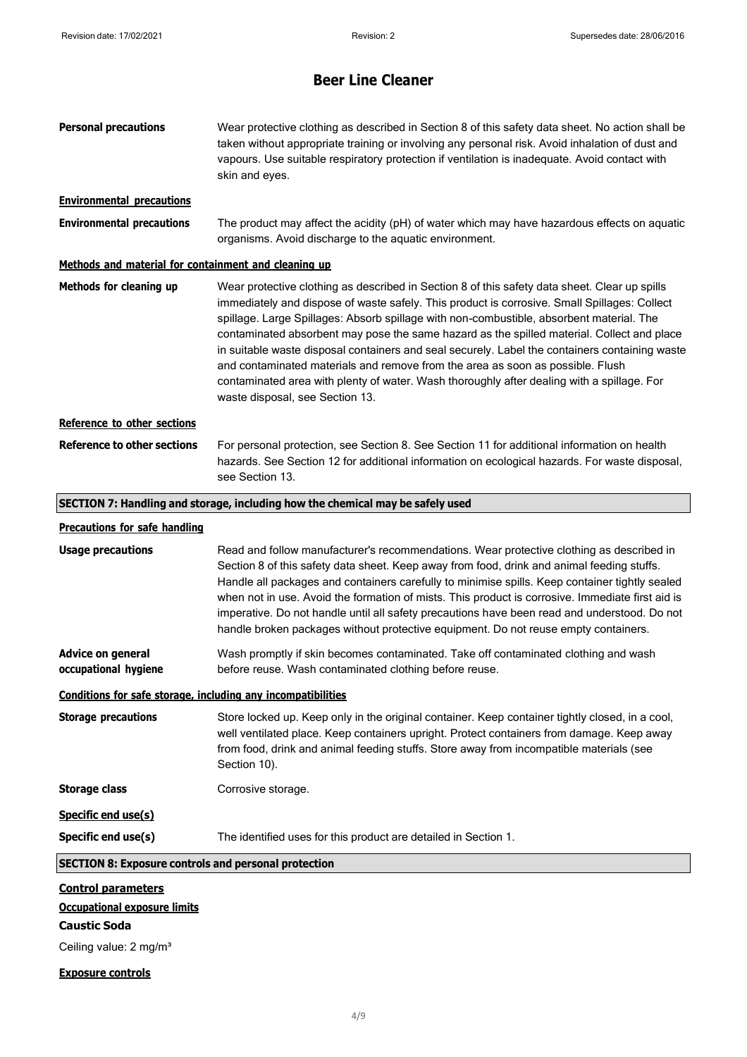# Beer Line Cleaner

**Personal precautions** Wear protective clothing as described in Section 8 of this safety data sheet. No action shall be taken without appropriate training or involving any personal risk. Avoid inhalation of dust and vapours. Use suitable respiratory protection if ventilation is inadequate. Avoid contact with skin and eyes.

**Environmental precautions**

**Environmental precautions** The product may affect the acidity (pH) of water which may have hazardous effects on aquatic organisms. Avoid discharge to the aquatic environment.

**Methods and material for containment and cleaning up**

**Methods for cleaning up** Wear protective clothing as described in Section 8 of this safety data sheet. Clear up spills immediately and dispose of waste safely. This product is corrosive. Small Spillages: Collect spillage. Large Spillages: Absorb spillage with non-combustible, absorbent material. The contaminated absorbent may pose the same hazard as the spilled material. Collect and place in suitable waste disposal containers and seal securely. Label the containers containing waste and contaminated materials and remove from the area as soon as possible. Flush contaminated area with plenty of water. Wash thoroughly after dealing with a spillage. For waste disposal, see Section 13.

**Reference to other sections**

**Reference to other sections** For personal protection, see Section 8. See Section 11 for additional information on health hazards. See Section 12 for additional information on ecological hazards. For waste disposal, see Section 13.

## SECTION 7: Handling and storage, including how the chemical may be safely used

**Precautions for safe handling**

**Usage precautions** Read and follow manufacturer's recommendations. Wear protective clothing as described in Section 8 of this safety data sheet. Keep away from food, drink and animal feeding stuffs. Handle all packages and containers carefully to minimise spills. Keep container tightly sealed when not in use. Avoid the formation of mists. This product is corrosive. Immediate first aid is imperative. Do not handle until all safety precautions have been read and understood. Do not handle broken packages without protective equipment. Do not reuse empty containers.

**Advice on general occupational hygiene** Wash promptly if skin becomes contaminated. Take off contaminated clothing and wash before reuse. Wash contaminated clothing before reuse.

**Conditions for safe storage, including any incompatibilities**

**Storage precautions** Store locked up. Keep only in the original container. Keep container tightly closed, in a cool, well ventilated place. Keep containers upright. Protect containers from damage. Keep away from food, drink and animal feeding stuffs. Store away from incompatible materials (see Section 10).

**Storage class** Corrosive storage.

**Specific end use(s)**

**Specific end use(s)** The identified uses for this product are detailed in Section 1.

## SECTION 8: Exposure controls and personal protection

**Control parameters**

**Occupational exposure limits**

**Caustic Soda**

Ceiling value: 2 mg/m³

**Exposure controls**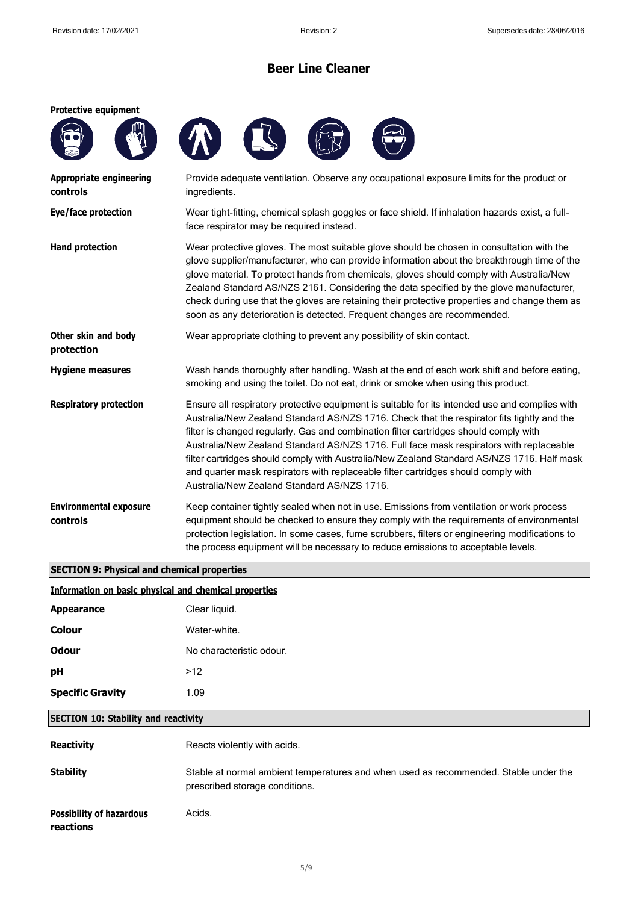# Beer Line Cleaner

**Protective equipment**

**Appropriate engineering controls**

Provide adequate ventilation. Observe any occupational exposure limits for the product or ingredients.

**Eye/face protection**

Wear tight-fitting, chemical splash goggles or face shield. If inhalation hazards exist, a full-face respirator may be required instead.

**Hand protection**

Wear protective gloves. The most suitable glove should be chosen in consultation with the glove supplier/manufacturer, who can provide information about the breakthrough time of the glove material. To protect hands from chemicals, gloves should comply with Australia/New Zealand Standard AS/NZS 2161. Considering the data specified by the glove manufacturer, check during use that the gloves are retaining their protective properties and change them as soon as any deterioration is detected. Frequent changes are recommended.

**Other skin and body protection**

Wear appropriate clothing to prevent any possibility of skin contact.

**Hygiene measures**

Wash hands thoroughly after handling. Wash at the end of each work shift and before eating, smoking and using the toilet. Do not eat, drink or smoke when using this product.

**Respiratory protection**

Ensure all respiratory protective equipment is suitable for its intended use and complies with Australia/New Zealand Standard AS/NZS 1716. Check that the respirator fits tightly and the filter is changed regularly. Gas and combination filter cartridges should comply with Australia/New Zealand Standard AS/NZS 1716. Full face mask respirators with replaceable filter cartridges should comply with Australia/New Zealand Standard AS/NZS 1716. Half mask and quarter mask respirators with replaceable filter cartridges should comply with Australia/New Zealand Standard AS/NZS 1716.

**Environmental exposure controls**

Keep container tightly sealed when not in use. Emissions from ventilation or work process equipment should be checked to ensure they comply with the requirements of environmental protection legislation. In some cases, fume scrubbers, filters or engineering modifications to the process equipment will be necessary to reduce emissions to acceptable levels.

## SECTION 9: Physical and chemical properties

### Information on basic physical and chemical properties

**Appearance** Clear liquid.

**Colour** Water-white.

**Odour** No characteristic odour.

**pH** >12

**Specific Gravity** 1.09

## SECTION 10: Stability and reactivity

**Reactivity** Reacts violently with acids.

**Stability** Stable at normal ambient temperatures and when used as recommended. Stable under the prescribed storage conditions.

**Possibility of hazardous reactions** Acids.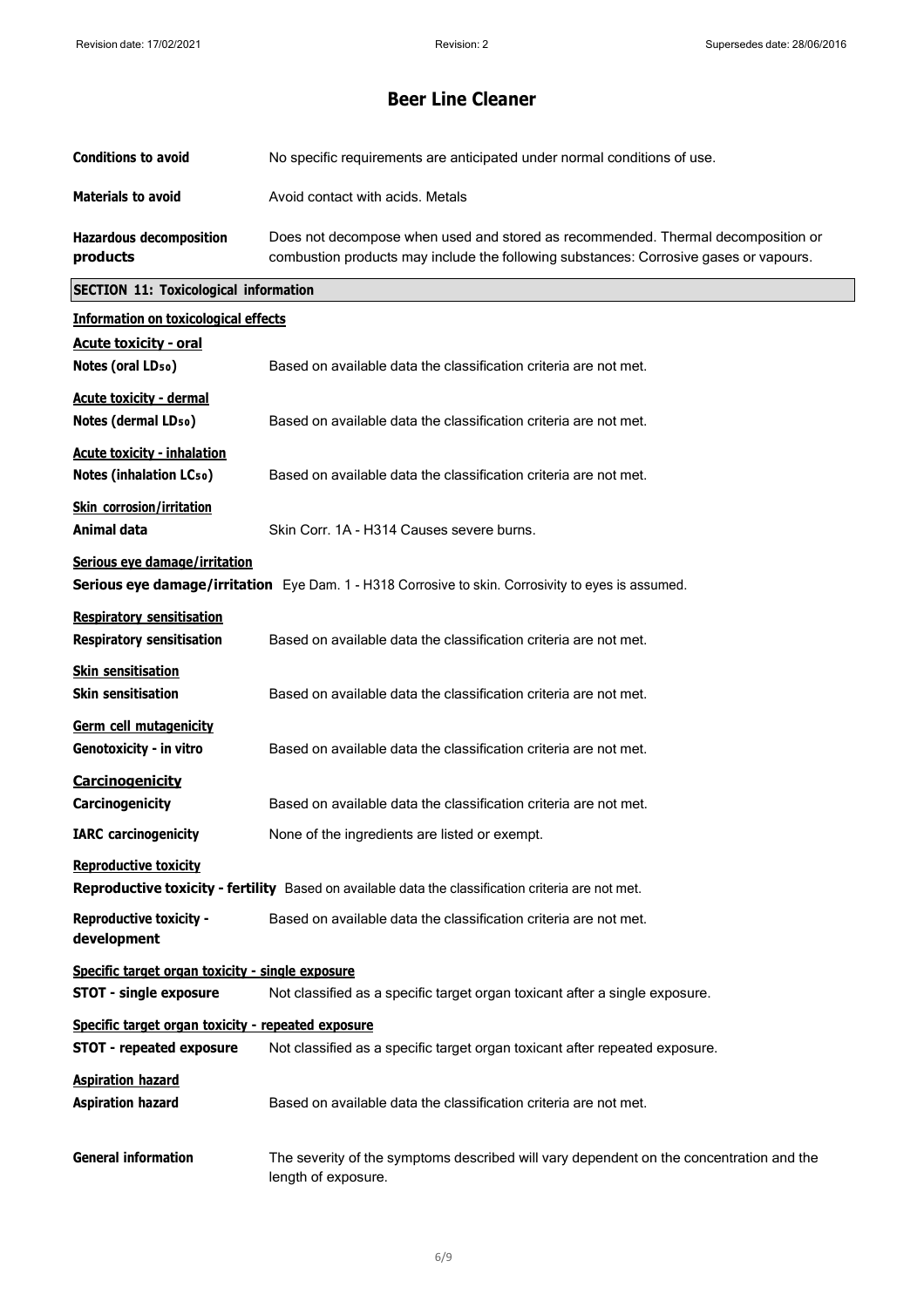# Beer Line Cleaner

| | |
|---|---|
| **Conditions to avoid** | No specific requirements are anticipated under normal conditions of use. |
| **Materials to avoid** | Avoid contact with acids. Metals |
| **Hazardous decomposition products** | Does not decompose when used and stored as recommended. Thermal decomposition or combustion products may include the following substances: Corrosive gases or vapours. |

## SECTION 11: Toxicological information

**Information on toxicological effects**

**Acute toxicity - oral**

**Notes (oral $LD_{50}$)** Based on available data the classification criteria are not met.

**Acute toxicity - dermal**

**Notes (dermal $LD_{50}$)** Based on available data the classification criteria are not met.

**Acute toxicity - inhalation**

**Notes (inhalation $LC_{50}$)** Based on available data the classification criteria are not met.

**Skin corrosion/irritation**

**Animal data** Skin Corr. 1A - H314 Causes severe burns.

**Serious eye damage/irritation**

**Serious eye damage/irritation** Eye Dam. 1 - H318 Corrosive to skin. Corrosivity to eyes is assumed.

**Respiratory sensitisation**

**Respiratory sensitisation** Based on available data the classification criteria are not met.

**Skin sensitisation**

**Skin sensitisation** Based on available data the classification criteria are not met.

**Germ cell mutagenicity**

**Genotoxicity - in vitro** Based on available data the classification criteria are not met.

**Carcinogenicity**

**Carcinogenicity** Based on available data the classification criteria are not met.

**IARC carcinogenicity** None of the ingredients are listed or exempt.

**Reproductive toxicity**

**Reproductive toxicity - fertility** Based on available data the classification criteria are not met.

**Reproductive toxicity - development** Based on available data the classification criteria are not met.

**Specific target organ toxicity - single exposure**

**STOT - single exposure** Not classified as a specific target organ toxicant after a single exposure.

**Specific target organ toxicity - repeated exposure**

**STOT - repeated exposure** Not classified as a specific target organ toxicant after repeated exposure.

**Aspiration hazard**

**Aspiration hazard** Based on available data the classification criteria are not met.

**General information** The severity of the symptoms described will vary dependent on the concentration and the length of exposure.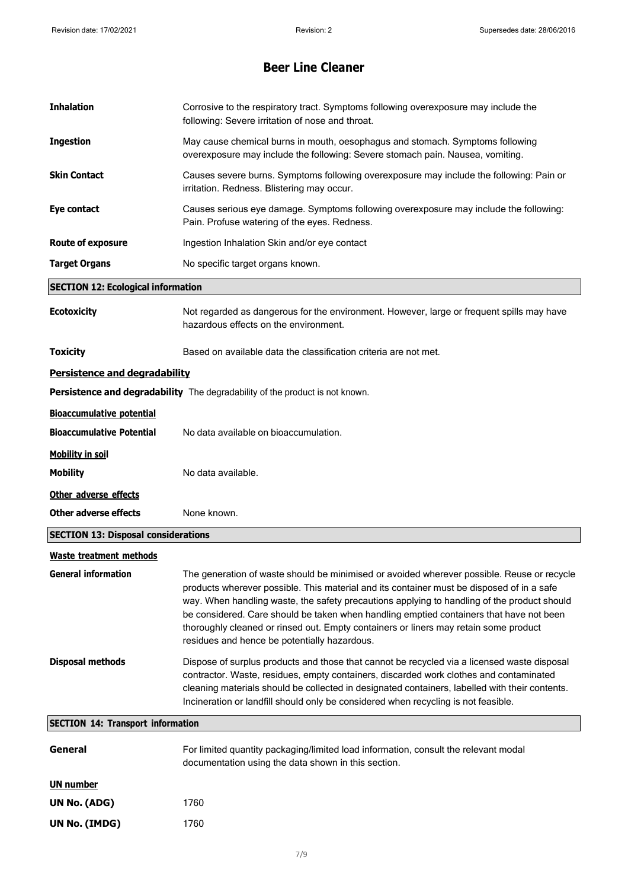# Beer Line Cleaner

| | |
|---|---|
| **Inhalation** | Corrosive to the respiratory tract. Symptoms following overexposure may include the following: Severe irritation of nose and throat. |
| **Ingestion** | May cause chemical burns in mouth, oesophagus and stomach. Symptoms following overexposure may include the following: Severe stomach pain. Nausea, vomiting. |
| **Skin Contact** | Causes severe burns. Symptoms following overexposure may include the following: Pain or irritation. Redness. Blistering may occur. |
| **Eye contact** | Causes serious eye damage. Symptoms following overexposure may include the following: Pain. Profuse watering of the eyes. Redness. |
| **Route of exposure** | Ingestion Inhalation Skin and/or eye contact |
| **Target Organs** | No specific target organs known. |

## SECTION 12: Ecological information

**Ecotoxicity** Not regarded as dangerous for the environment. However, large or frequent spills may have hazardous effects on the environment.

**Toxicity** Based on available data the classification criteria are not met.

### Persistence and degradability

**Persistence and degradability** The degradability of the product is not known.

### Bioaccumulative potential

**Bioaccumulative Potential** No data available on bioaccumulation.

### Mobility in soil

**Mobility** No data available.

### Other adverse effects

**Other adverse effects** None known.

## SECTION 13: Disposal considerations

### Waste treatment methods

**General information** The generation of waste should be minimised or avoided wherever possible. Reuse or recycle products wherever possible. This material and its container must be disposed of in a safe way. When handling waste, the safety precautions applying to handling of the product should be considered. Care should be taken when handling emptied containers that have not been thoroughly cleaned or rinsed out. Empty containers or liners may retain some product residues and hence be potentially hazardous.

**Disposal methods** Dispose of surplus products and those that cannot be recycled via a licensed waste disposal contractor. Waste, residues, empty containers, discarded work clothes and contaminated cleaning materials should be collected in designated containers, labelled with their contents. Incineration or landfill should only be considered when recycling is not feasible.

## SECTION 14: Transport information

**General** For limited quantity packaging/limited load information, consult the relevant modal documentation using the data shown in this section.

### UN number

**UN No. (ADG)** 1760

**UN No. (IMDG)** 1760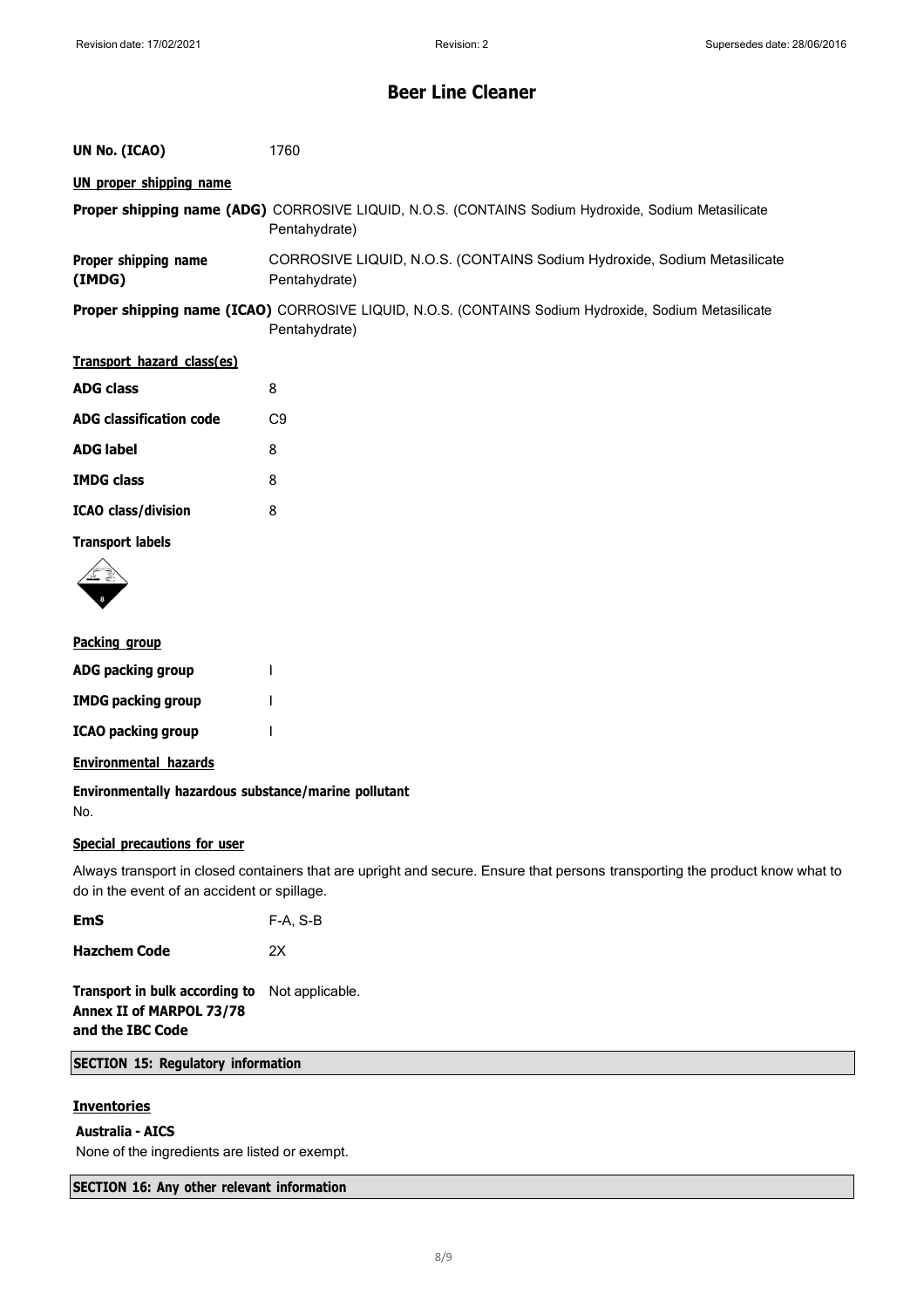# Beer Line Cleaner

**UN No. (ICAO)** 1760

**UN proper shipping name**

**Proper shipping name (ADG)** CORROSIVE LIQUID, N.O.S. (CONTAINS Sodium Hydroxide, Sodium Metasilicate Pentahydrate)

**Proper shipping name (IMDG)** CORROSIVE LIQUID, N.O.S. (CONTAINS Sodium Hydroxide, Sodium Metasilicate Pentahydrate)

**Proper shipping name (ICAO)** CORROSIVE LIQUID, N.O.S. (CONTAINS Sodium Hydroxide, Sodium Metasilicate Pentahydrate)

**Transport hazard class(es)**

**ADG class** 8

**ADG classification code** C9

**ADG label** 8

**IMDG class** 8

**ICAO class/division** 8

**Transport labels**

**Packing group**

**ADG packing group** I

**IMDG packing group** I

**ICAO packing group** I

**Environmental hazards**

**Environmentally hazardous substance/marine pollutant**

No.

**Special precautions for user**

Always transport in closed containers that are upright and secure. Ensure that persons transporting the product know what to do in the event of an accident or spillage.

**EmS** F-A, S-B

**Hazchem Code** 2X

**Transport in bulk according to Annex II of MARPOL 73/78 and the IBC Code** Not applicable.

## SECTION 15: Regulatory information

**Inventories**

**Australia - AICS**

None of the ingredients are listed or exempt.

## SECTION 16: Any other relevant information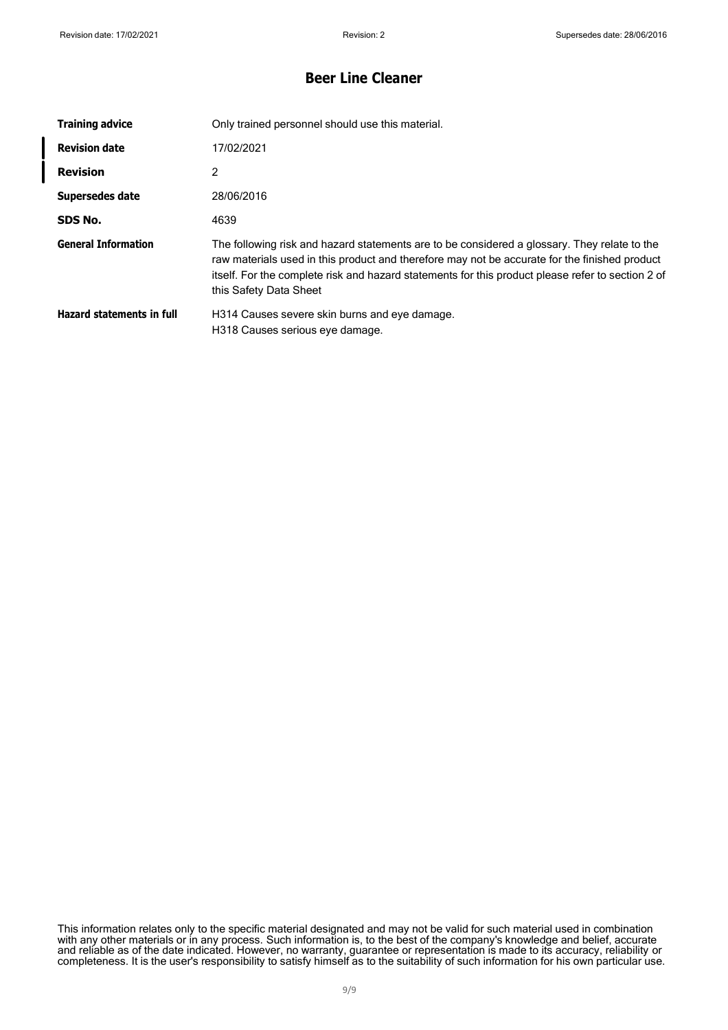# Beer Line Cleaner

| | |
|---|---|
| **Training advice** | Only trained personnel should use this material. |
| **Revision date** | 17/02/2021 |
| **Revision** | 2 |
| **Supersedes date** | 28/06/2016 |
| **SDS No.** | 4639 |
| **General Information** | The following risk and hazard statements are to be considered a glossary. They relate to the raw materials used in this product and therefore may not be accurate for the finished product itself. For the complete risk and hazard statements for this product please refer to section 2 of this Safety Data Sheet |
| **Hazard statements in full** | H314 Causes severe skin burns and eye damage.<br>H318 Causes serious eye damage. |

This information relates only to the specific material designated and may not be valid for such material used in combination with any other materials or in any process. Such information is, to the best of the company's knowledge and belief, accurate and reliable as of the date indicated. However, no warranty, guarantee or representation is made to its accuracy, reliability or completeness. It is the user's responsibility to satisfy himself as to the suitability of such information for his own particular use.